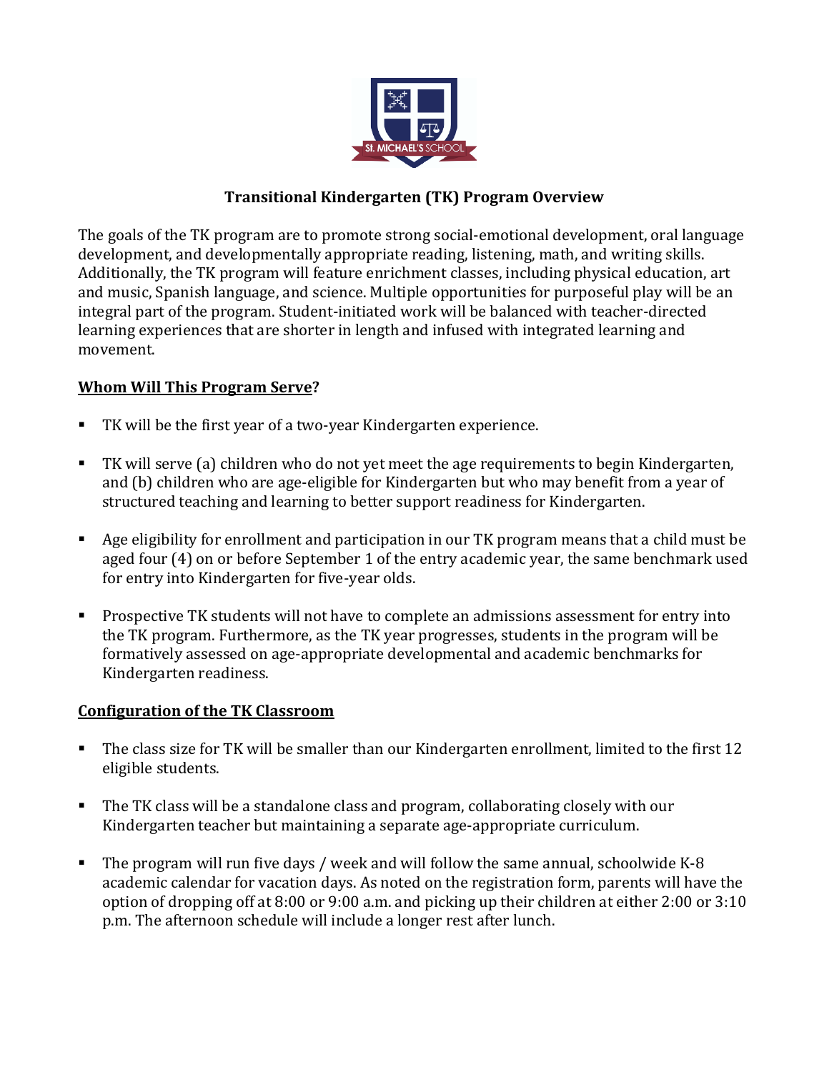# Transitional Kindergarten (TK) Program Overview

The goals of the TK program are to promote strong social-emotional development, oral language development, and developmentally appropriate reading, listening, math, and writing skills. Additionally, the TK program will feature enrichment classes, including physical education, art and music, Spanish language, and science. Multiple opportunities for purposeful play will be an integral part of the program. Student-initiated work will be balanced with teacher-directed learning experiences that are shorter in length and infused with integrated learning and movement.

## **Whom Will This Program Serve?**

- TK will be the first year of a two-year Kindergarten experience.
- TK will serve (a) children who do not yet meet the age requirements to begin Kindergarten, and (b) children who are age-eligible for Kindergarten but who may benefit from a year of structured teaching and learning to better support readiness for Kindergarten.
- Age eligibility for enrollment and participation in our TK program means that a child must be aged four (4) on or before September 1 of the entry academic year, the same benchmark used for entry into Kindergarten for five-year olds.
- Prospective TK students will not have to complete an admissions assessment for entry into the TK program. Furthermore, as the TK year progresses, students in the program will be formatively assessed on age-appropriate developmental and academic benchmarks for Kindergarten readiness.

## **Configuration of the TK Classroom**

- The class size for TK will be smaller than our Kindergarten enrollment, limited to the first 12 eligible students.
- The TK class will be a standalone class and program, collaborating closely with our Kindergarten teacher but maintaining a separate age-appropriate curriculum.
- The program will run five days / week and will follow the same annual, schoolwide K-8 academic calendar for vacation days. As noted on the registration form, parents will have the option of dropping off at 8:00 or 9:00 a.m. and picking up their children at either 2:00 or 3:10 p.m. The afternoon schedule will include a longer rest after lunch.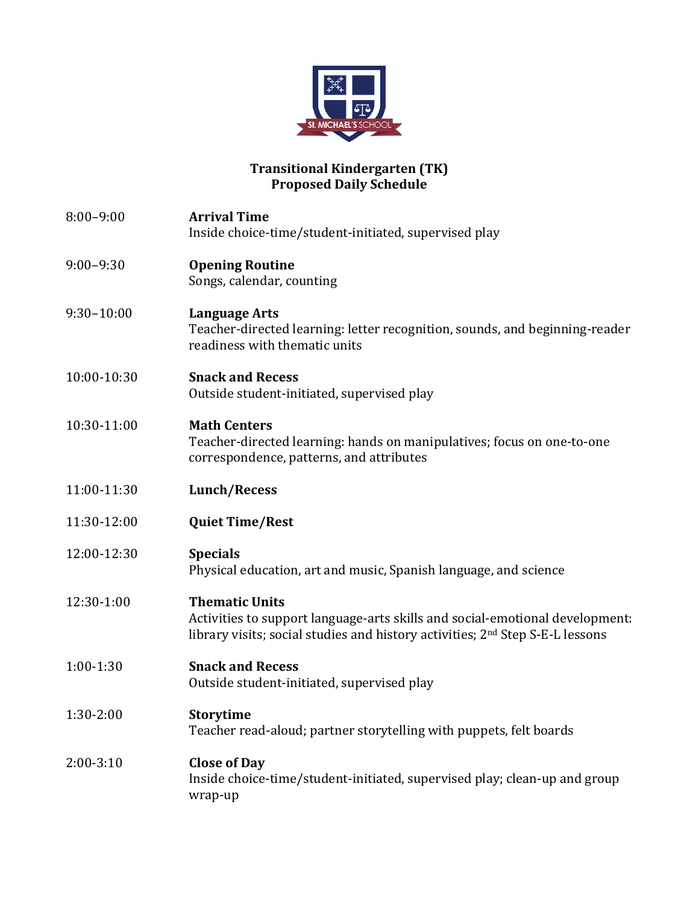**Transitional Kindergarten (TK)**
**Proposed Daily Schedule**

| | | |
|---|---|---|
| 8:00–9:00 | **Arrival Time**<br>Inside choice-time/student-initiated, supervised play |
| 9:00–9:30 | **Opening Routine**<br>Songs, calendar, counting |
| 9:30–10:00 | **Language Arts**<br>Teacher-directed learning: letter recognition, sounds, and beginning-reader readiness with thematic units |
| 10:00-10:30 | **Snack and Recess**<br>Outside student-initiated, supervised play |
| 10:30-11:00 | **Math Centers**<br>Teacher-directed learning: hands on manipulatives; focus on one-to-one correspondence, patterns, and attributes |
| 11:00-11:30 | **Lunch/Recess** |
| 11:30-12:00 | **Quiet Time/Rest** |
| 12:00-12:30 | **Specials**<br>Physical education, art and music, Spanish language, and science |
| 12:30-1:00 | **Thematic Units**<br>Activities to support language-arts skills and social-emotional development: library visits; social studies and history activities; 2nd Step S-E-L lessons |
| 1:00-1:30 | **Snack and Recess**<br>Outside student-initiated, supervised play |
| 1:30-2:00 | **Storytime**<br>Teacher read-aloud; partner storytelling with puppets, felt boards |
| 2:00-3:10 | **Close of Day**<br>Inside choice-time/student-initiated, supervised play; clean-up and group wrap-up |